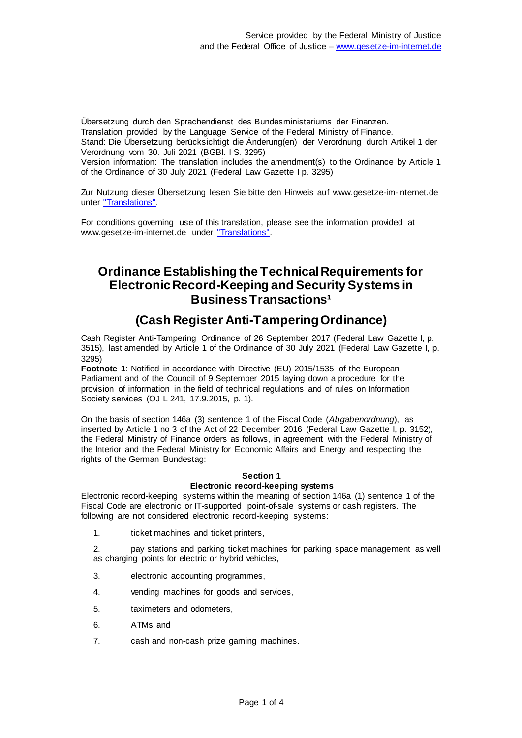Service provided by the Federal Ministry of Justice and the Federal Office of Justice – www.gesetze-im-internet.de

Übersetzung durch den Sprachendienst des Bundesministeriums der Finanzen.
Translation provided by the Language Service of the Federal Ministry of Finance.
Stand: Die Übersetzung berücksichtigt die Änderung(en) der Verordnung durch Artikel 1 der Verordnung vom 30. Juli 2021 (BGBl. I S. 3295)
Version information: The translation includes the amendment(s) to the Ordinance by Article 1 of the Ordinance of 30 July 2021 (Federal Law Gazette I p. 3295)

Zur Nutzung dieser Übersetzung lesen Sie bitte den Hinweis auf www.gesetze-im-internet.de unter "Translations".

For conditions governing use of this translation, please see the information provided at www.gesetze-im-internet.de under "Translations".

# Ordinance Establishing the Technical Requirements for Electronic Record-Keeping and Security Systems in Business Transactions[1]

## (Cash Register Anti-Tampering Ordinance)

Cash Register Anti-Tampering Ordinance of 26 September 2017 (Federal Law Gazette I, p. 3515), last amended by Article 1 of the Ordinance of 30 July 2021 (Federal Law Gazette I, p. 3295)

**Footnote 1**: Notified in accordance with Directive (EU) 2015/1535 of the European Parliament and of the Council of 9 September 2015 laying down a procedure for the provision of information in the field of technical regulations and of rules on Information Society services (OJ L 241, 17.9.2015, p. 1).

On the basis of section 146a (3) sentence 1 of the Fiscal Code (*Abgabenordnung*), as inserted by Article 1 no 3 of the Act of 22 December 2016 (Federal Law Gazette I, p. 3152), the Federal Ministry of Finance orders as follows, in agreement with the Federal Ministry of the Interior and the Federal Ministry for Economic Affairs and Energy and respecting the rights of the German Bundestag:

### Section 1
### Electronic record-keeping systems

Electronic record-keeping systems within the meaning of section 146a (1) sentence 1 of the Fiscal Code are electronic or IT-supported point-of-sale systems or cash registers. The following are not considered electronic record-keeping systems:

1. ticket machines and ticket printers,
2. pay stations and parking ticket machines for parking space management as well as charging points for electric or hybrid vehicles,
3. electronic accounting programmes,
4. vending machines for goods and services,
5. taximeters and odometers,
6. ATMs and
7. cash and non-cash prize gaming machines.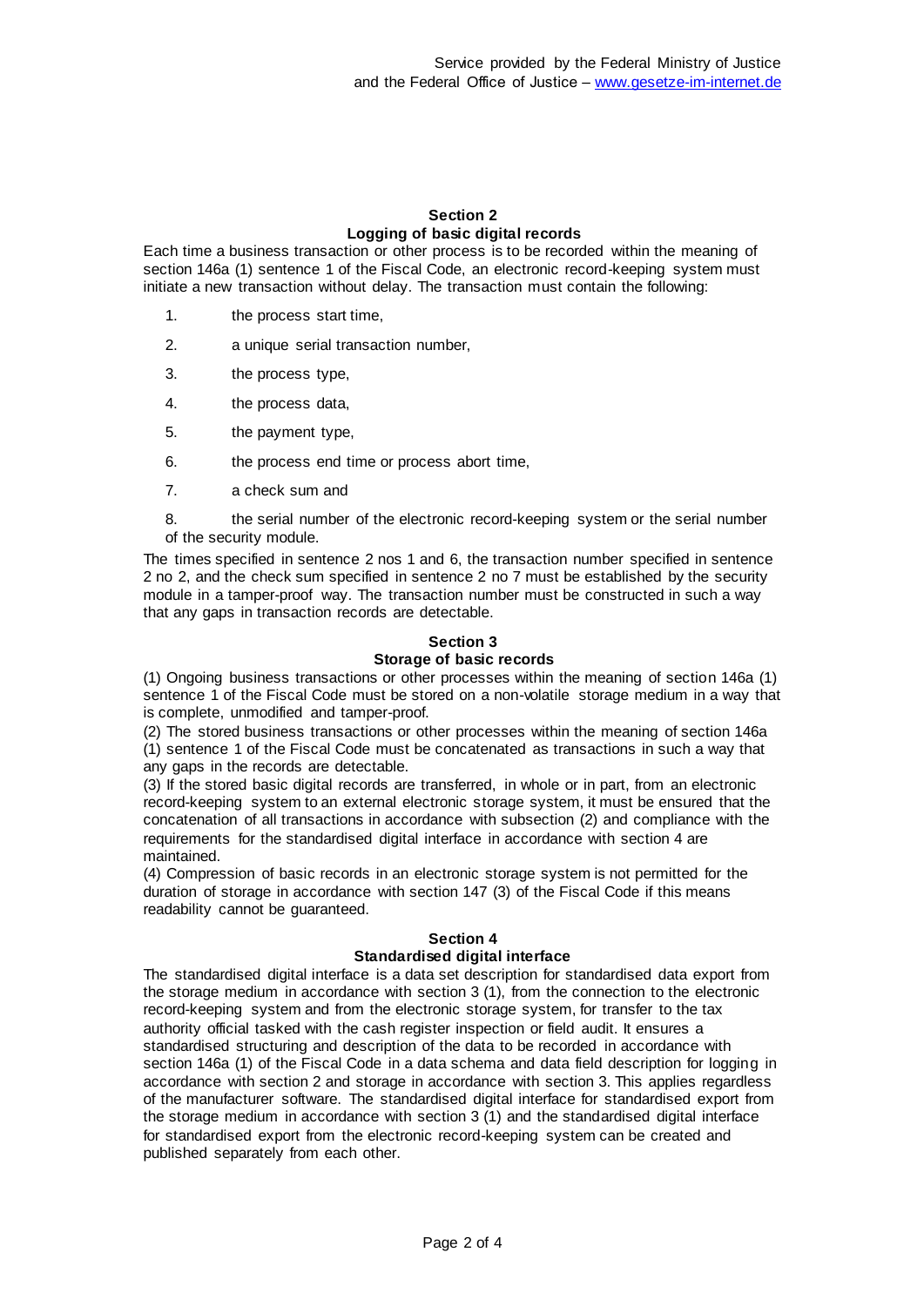## Section 2
### Logging of basic digital records

Each time a business transaction or other process is to be recorded within the meaning of section 146a (1) sentence 1 of the Fiscal Code, an electronic record-keeping system must initiate a new transaction without delay. The transaction must contain the following:

1. the process start time,
2. a unique serial transaction number,
3. the process type,
4. the process data,
5. the payment type,
6. the process end time or process abort time,
7. a check sum and
8. the serial number of the electronic record-keeping system or the serial number of the security module.

The times specified in sentence 2 nos 1 and 6, the transaction number specified in sentence 2 no 2, and the check sum specified in sentence 2 no 7 must be established by the security module in a tamper-proof way. The transaction number must be constructed in such a way that any gaps in transaction records are detectable.

## Section 3
### Storage of basic records

(1) Ongoing business transactions or other processes within the meaning of section 146a (1) sentence 1 of the Fiscal Code must be stored on a non-volatile storage medium in a way that is complete, unmodified and tamper-proof.

(2) The stored business transactions or other processes within the meaning of section 146a (1) sentence 1 of the Fiscal Code must be concatenated as transactions in such a way that any gaps in the records are detectable.

(3) If the stored basic digital records are transferred, in whole or in part, from an electronic record-keeping system to an external electronic storage system, it must be ensured that the concatenation of all transactions in accordance with subsection (2) and compliance with the requirements for the standardised digital interface in accordance with section 4 are maintained.

(4) Compression of basic records in an electronic storage system is not permitted for the duration of storage in accordance with section 147 (3) of the Fiscal Code if this means readability cannot be guaranteed.

## Section 4
### Standardised digital interface

The standardised digital interface is a data set description for standardised data export from the storage medium in accordance with section 3 (1), from the connection to the electronic record-keeping system and from the electronic storage system, for transfer to the tax authority official tasked with the cash register inspection or field audit. It ensures a standardised structuring and description of the data to be recorded in accordance with section 146a (1) of the Fiscal Code in a data schema and data field description for logging in accordance with section 2 and storage in accordance with section 3. This applies regardless of the manufacturer software. The standardised digital interface for standardised export from the storage medium in accordance with section 3 (1) and the standardised digital interface for standardised export from the electronic record-keeping system can be created and published separately from each other.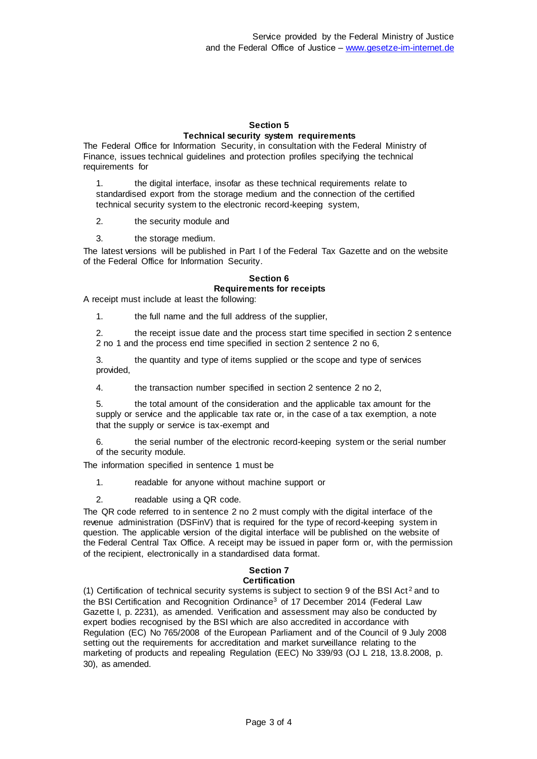### Section 5
### Technical security system requirements

The Federal Office for Information Security, in consultation with the Federal Ministry of Finance, issues technical guidelines and protection profiles specifying the technical requirements for

1. the digital interface, insofar as these technical requirements relate to standardised export from the storage medium and the connection of the certified technical security system to the electronic record-keeping system,
2. the security module and
3. the storage medium.

The latest versions will be published in Part I of the Federal Tax Gazette and on the website of the Federal Office for Information Security.

### Section 6
### Requirements for receipts

A receipt must include at least the following:

1. the full name and the full address of the supplier,
2. the receipt issue date and the process start time specified in section 2 sentence 2 no 1 and the process end time specified in section 2 sentence 2 no 6,
3. the quantity and type of items supplied or the scope and type of services provided,
4. the transaction number specified in section 2 sentence 2 no 2,
5. the total amount of the consideration and the applicable tax amount for the supply or service and the applicable tax rate or, in the case of a tax exemption, a note that the supply or service is tax-exempt and
6. the serial number of the electronic record-keeping system or the serial number of the security module.

The information specified in sentence 1 must be

1. readable for anyone without machine support or
2. readable using a QR code.

The QR code referred to in sentence 2 no 2 must comply with the digital interface of the revenue administration (DSFinV) that is required for the type of record-keeping system in question. The applicable version of the digital interface will be published on the website of the Federal Central Tax Office. A receipt may be issued in paper form or, with the permission of the recipient, electronically in a standardised data format.

### Section 7
### Certification

(1) Certification of technical security systems is subject to section 9 of the BSI Act[2] and to the BSI Certification and Recognition Ordinance[3] of 17 December 2014 (Federal Law Gazette I, p. 2231), as amended. Verification and assessment may also be conducted by expert bodies recognised by the BSI which are also accredited in accordance with Regulation (EC) No 765/2008 of the European Parliament and of the Council of 9 July 2008 setting out the requirements for accreditation and market surveillance relating to the marketing of products and repealing Regulation (EEC) No 339/93 (OJ L 218, 13.8.2008, p. 30), as amended.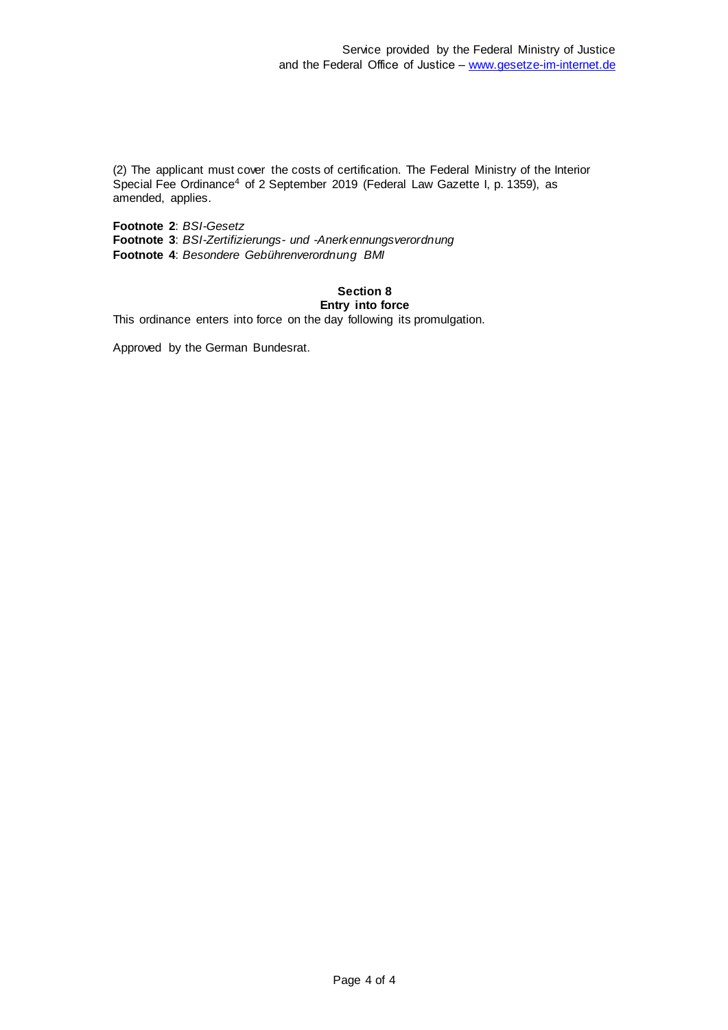(2) The applicant must cover the costs of certification. The Federal Ministry of the Interior Special Fee Ordinance[4] of 2 September 2019 (Federal Law Gazette I, p. 1359), as amended, applies.

**Footnote 2**: *BSI-Gesetz*
**Footnote 3**: *BSI-Zertifizierungs- und -Anerkennungsverordnung*
**Footnote 4**: *Besondere Gebührenverordnung BMI*

## Section 8
## Entry into force

This ordinance enters into force on the day following its promulgation.

Approved by the German Bundesrat.